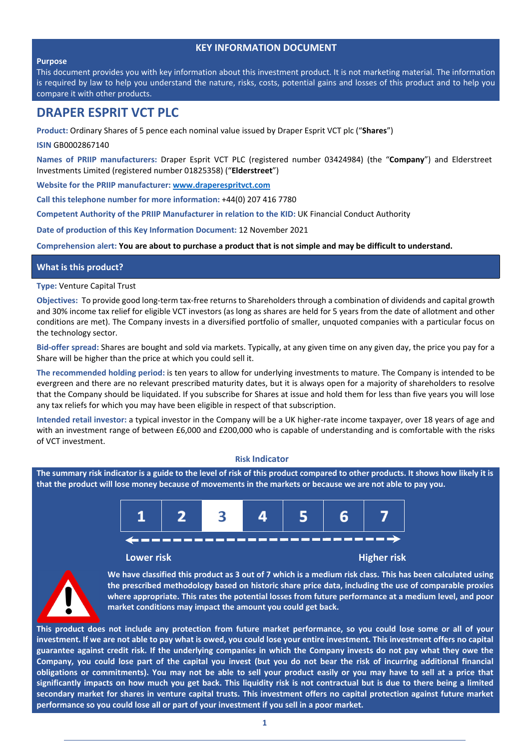## KEY INFORMATION DOCUMENT

**Purpose**

This document provides you with key information about this investment product. It is not marketing material. The information is required by law to help you understand the nature, risks, costs, potential gains and losses of this product and to help you compare it with other products.

# DRAPER ESPRIT VCT PLC

**Product:** Ordinary Shares of 5 pence each nominal value issued by Draper Esprit VCT plc ("**Shares**")

**ISIN** GB0002867140

**Names of PRIIP manufacturers:** Draper Esprit VCT PLC (registered number 03424984) (the "**Company**") and Elderstreet Investments Limited (registered number 01825358) ("**Elderstreet**")

**Website for the PRIIP manufacturer:** www.draperespritvct.com

**Call this telephone number for more information:** +44(0) 207 416 7780

**Competent Authority of the PRIIP Manufacturer in relation to the KID:** UK Financial Conduct Authority

**Date of production of this Key Information Document:** 12 November 2021

**Comprehension alert: You are about to purchase a product that is not simple and may be difficult to understand.**

## What is this product?

**Type:** Venture Capital Trust

**Objectives:** To provide good long-term tax-free returns to Shareholders through a combination of dividends and capital growth and 30% income tax relief for eligible VCT investors (as long as shares are held for 5 years from the date of allotment and other conditions are met). The Company invests in a diversified portfolio of smaller, unquoted companies with a particular focus on the technology sector.

**Bid-offer spread:** Shares are bought and sold via markets. Typically, at any given time on any given day, the price you pay for a Share will be higher than the price at which you could sell it.

**The recommended holding period:** is ten years to allow for underlying investments to mature. The Company is intended to be evergreen and there are no relevant prescribed maturity dates, but it is always open for a majority of shareholders to resolve that the Company should be liquidated. If you subscribe for Shares at issue and hold them for less than five years you will lose any tax reliefs for which you may have been eligible in respect of that subscription.

**Intended retail investor:** a typical investor in the Company will be a UK higher-rate income taxpayer, over 18 years of age and with an investment range of between £6,000 and £200,000 who is capable of understanding and is comfortable with the risks of VCT investment.

### Risk Indicator

**The summary risk indicator is a guide to the level of risk of this product compared to other products. It shows how likely it is that the product will lose money because of movements in the markets or because we are not able to pay you.**

| 1 | 2 | **3** | 4 | 5 | 6 | 7 |
|---|---|---|---|---|---|---|

Lower risk ←——→ Higher risk

**We have classified this product as 3 out of 7 which is a medium risk class. This has been calculated using the prescribed methodology based on historic share price data, including the use of comparable proxies where appropriate. This rates the potential losses from future performance at a medium level, and poor market conditions may impact the amount you could get back.**

**This product does not include any protection from future market performance, so you could lose some or all of your investment. If we are not able to pay what is owed, you could lose your entire investment. This investment offers no capital guarantee against credit risk. If the underlying companies in which the Company invests do not pay what they owe the Company, you could lose part of the capital you invest (but you do not bear the risk of incurring additional financial obligations or commitments). You may not be able to sell your product easily or you may have to sell at a price that significantly impacts on how much you get back. This liquidity risk is not contractual but is due to there being a limited secondary market for shares in venture capital trusts. This investment offers no capital protection against future market performance so you could lose all or part of your investment if you sell in a poor market.**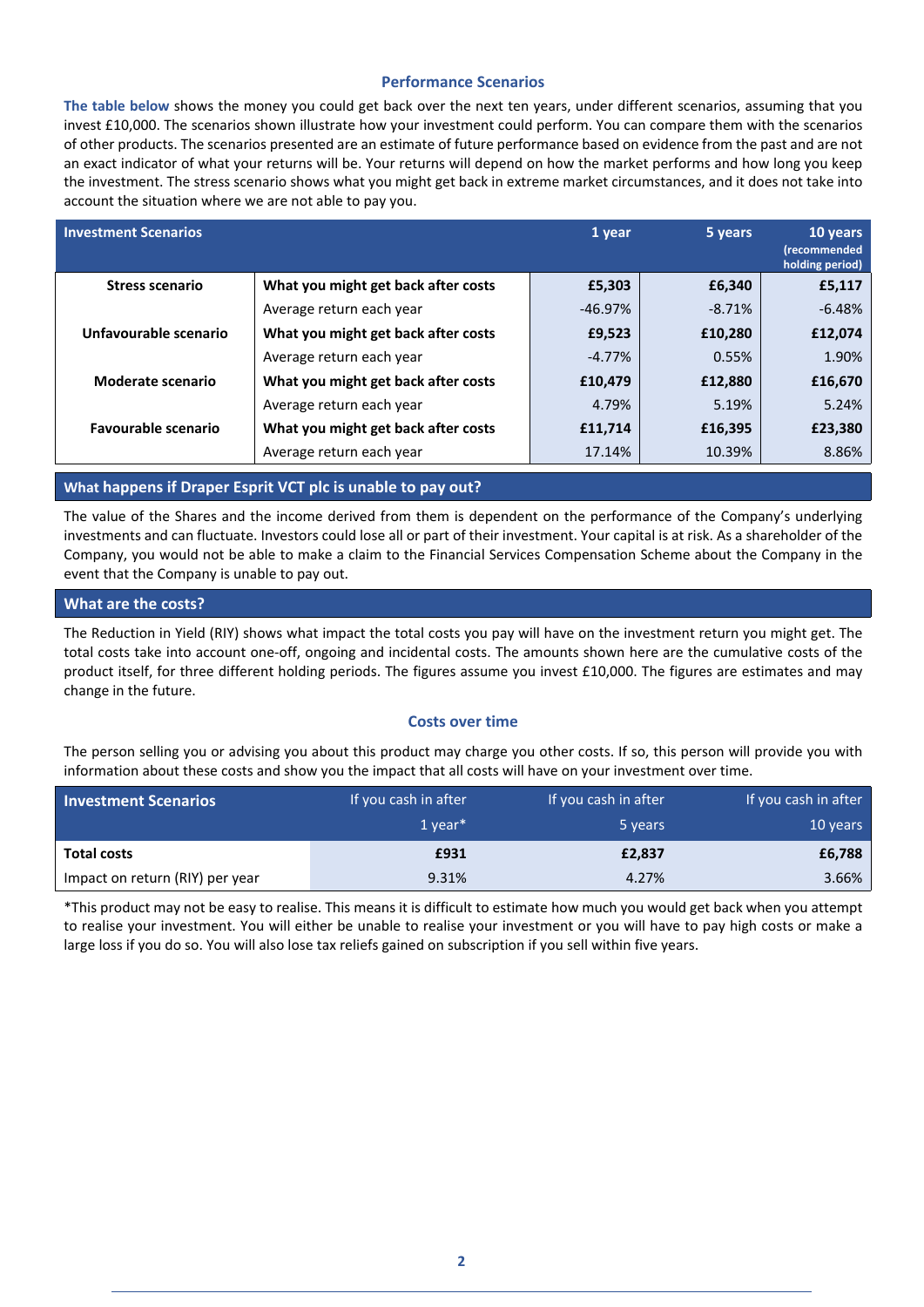### Performance Scenarios

The table below shows the money you could get back over the next ten years, under different scenarios, assuming that you invest £10,000. The scenarios shown illustrate how your investment could perform. You can compare them with the scenarios of other products. The scenarios presented are an estimate of future performance based on evidence from the past and are not an exact indicator of what your returns will be. Your returns will depend on how the market performs and how long you keep the investment. The stress scenario shows what you might get back in extreme market circumstances, and it does not take into account the situation where we are not able to pay you.

| Investment Scenarios | | 1 year | 5 years | 10 years (recommended holding period) |
|---|---|---|---|---|
| **Stress scenario** | **What you might get back after costs** | **£5,303** | **£6,340** | **£5,117** |
| | Average return each year | -46.97% | -8.71% | -6.48% |
| **Unfavourable scenario** | **What you might get back after costs** | **£9,523** | **£10,280** | **£12,074** |
| | Average return each year | -4.77% | 0.55% | 1.90% |
| **Moderate scenario** | **What you might get back after costs** | **£10,479** | **£12,880** | **£16,670** |
| | Average return each year | 4.79% | 5.19% | 5.24% |
| **Favourable scenario** | **What you might get back after costs** | **£11,714** | **£16,395** | **£23,380** |
| | Average return each year | 17.14% | 10.39% | 8.86% |

## What happens if Draper Esprit VCT plc is unable to pay out?

The value of the Shares and the income derived from them is dependent on the performance of the Company's underlying investments and can fluctuate. Investors could lose all or part of their investment. Your capital is at risk. As a shareholder of the Company, you would not be able to make a claim to the Financial Services Compensation Scheme about the Company in the event that the Company is unable to pay out.

## What are the costs?

The Reduction in Yield (RIY) shows what impact the total costs you pay will have on the investment return you might get. The total costs take into account one-off, ongoing and incidental costs. The amounts shown here are the cumulative costs of the product itself, for three different holding periods. The figures assume you invest £10,000. The figures are estimates and may change in the future.

### Costs over time

The person selling you or advising you about this product may charge you other costs. If so, this person will provide you with information about these costs and show you the impact that all costs will have on your investment over time.

| Investment Scenarios | If you cash in after 1 year* | If you cash in after 5 years | If you cash in after 10 years |
|---|---|---|---|
| **Total costs** | **£931** | **£2,837** | **£6,788** |
| Impact on return (RIY) per year | 9.31% | 4.27% | 3.66% |

*This product may not be easy to realise. This means it is difficult to estimate how much you would get back when you attempt to realise your investment. You will either be unable to realise your investment or you will have to pay high costs or make a large loss if you do so. You will also lose tax reliefs gained on subscription if you sell within five years.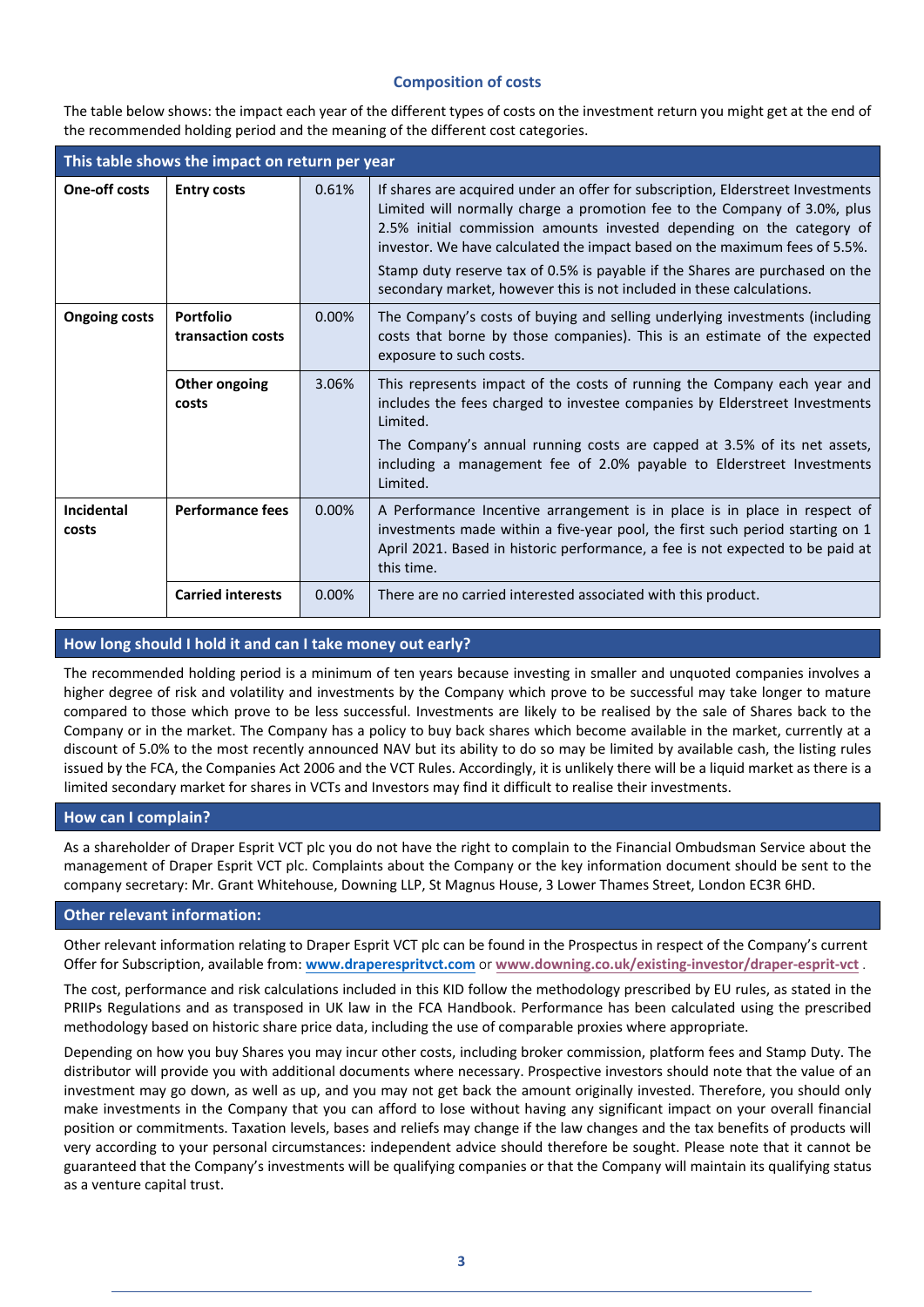## Composition of costs

The table below shows: the impact each year of the different types of costs on the investment return you might get at the end of the recommended holding period and the meaning of the different cost categories.

| This table shows the impact on return per year | | | |
|---|---|---|---|
| **One-off costs** | **Entry costs** | 0.61% | If shares are acquired under an offer for subscription, Elderstreet Investments Limited will normally charge a promotion fee to the Company of 3.0%, plus 2.5% initial commission amounts invested depending on the category of investor. We have calculated the impact based on the maximum fees of 5.5%. Stamp duty reserve tax of 0.5% is payable if the Shares are purchased on the secondary market, however this is not included in these calculations. |
| **Ongoing costs** | **Portfolio transaction costs** | 0.00% | The Company's costs of buying and selling underlying investments (including costs that borne by those companies). This is an estimate of the expected exposure to such costs. |
| | **Other ongoing costs** | 3.06% | This represents impact of the costs of running the Company each year and includes the fees charged to investee companies by Elderstreet Investments Limited. The Company's annual running costs are capped at 3.5% of its net assets, including a management fee of 2.0% payable to Elderstreet Investments Limited. |
| **Incidental costs** | **Performance fees** | 0.00% | A Performance Incentive arrangement is in place is in place in respect of investments made within a five-year pool, the first such period starting on 1 April 2021. Based in historic performance, a fee is not expected to be paid at this time. |
| | **Carried interests** | 0.00% | There are no carried interested associated with this product. |

## How long should I hold it and can I take money out early?

The recommended holding period is a minimum of ten years because investing in smaller and unquoted companies involves a higher degree of risk and volatility and investments by the Company which prove to be successful may take longer to mature compared to those which prove to be less successful. Investments are likely to be realised by the sale of Shares back to the Company or in the market. The Company has a policy to buy back shares which become available in the market, currently at a discount of 5.0% to the most recently announced NAV but its ability to do so may be limited by available cash, the listing rules issued by the FCA, the Companies Act 2006 and the VCT Rules. Accordingly, it is unlikely there will be a liquid market as there is a limited secondary market for shares in VCTs and Investors may find it difficult to realise their investments.

## How can I complain?

As a shareholder of Draper Esprit VCT plc you do not have the right to complain to the Financial Ombudsman Service about the management of Draper Esprit VCT plc. Complaints about the Company or the key information document should be sent to the company secretary: Mr. Grant Whitehouse, Downing LLP, St Magnus House, 3 Lower Thames Street, London EC3R 6HD.

## Other relevant information:

Other relevant information relating to Draper Esprit VCT plc can be found in the Prospectus in respect of the Company's current Offer for Subscription, available from: **www.draperespritvct.com** or **www.downing.co.uk/existing-investor/draper-esprit-vct** .

The cost, performance and risk calculations included in this KID follow the methodology prescribed by EU rules, as stated in the PRIIPs Regulations and as transposed in UK law in the FCA Handbook. Performance has been calculated using the prescribed methodology based on historic share price data, including the use of comparable proxies where appropriate.

Depending on how you buy Shares you may incur other costs, including broker commission, platform fees and Stamp Duty. The distributor will provide you with additional documents where necessary. Prospective investors should note that the value of an investment may go down, as well as up, and you may not get back the amount originally invested. Therefore, you should only make investments in the Company that you can afford to lose without having any significant impact on your overall financial position or commitments. Taxation levels, bases and reliefs may change if the law changes and the tax benefits of products will very according to your personal circumstances: independent advice should therefore be sought. Please note that it cannot be guaranteed that the Company's investments will be qualifying companies or that the Company will maintain its qualifying status as a venture capital trust.